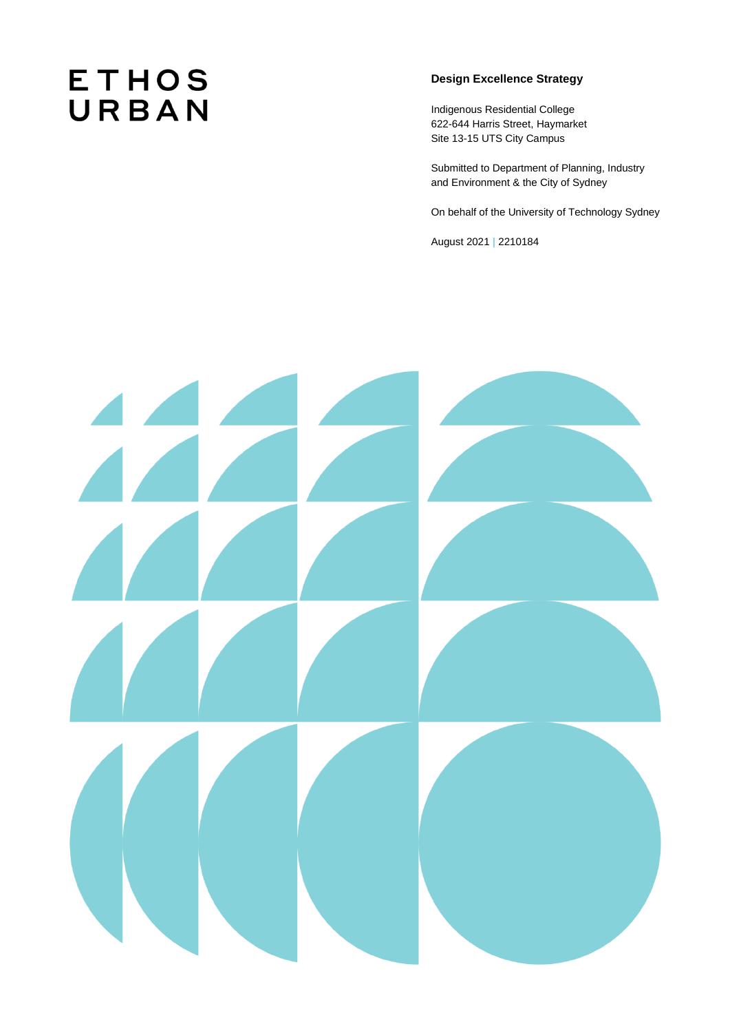ETHOS URBAN

**Design Excellence Strategy**

Indigenous Residential College
622-644 Harris Street, Haymarket
Site 13-15 UTS City Campus

Submitted to Department of Planning, Industry and Environment & the City of Sydney

On behalf of the University of Technology Sydney

August 2021 | 2210184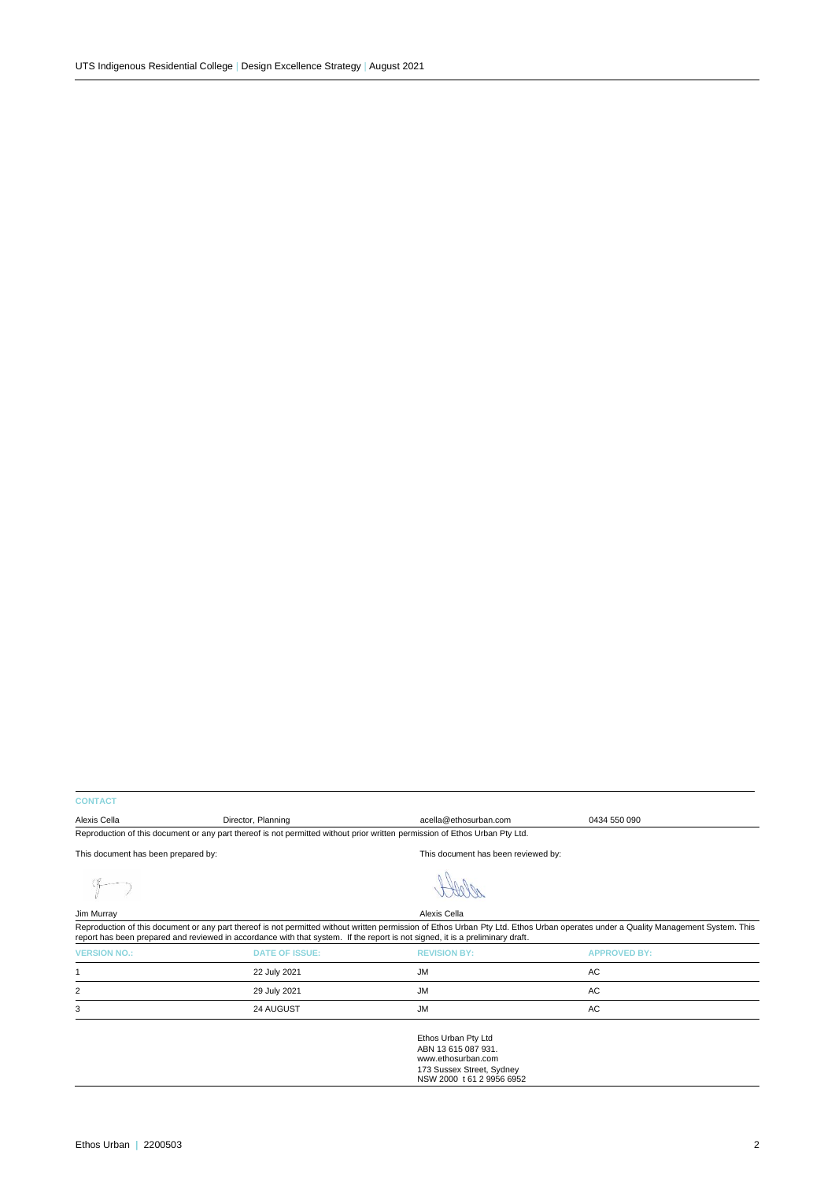**CONTACT**

| Alexis Cella | Director, Planning | acella@ethosurban.com | 0434 550 090 |
|---|---|---|---|

Reproduction of this document or any part thereof is not permitted without prior written permission of Ethos Urban Pty Ltd.

This document has been prepared by:

Jim Murray

This document has been reviewed by:

Alexis Cella

Reproduction of this document or any part thereof is not permitted without written permission of Ethos Urban Pty Ltd. Ethos Urban operates under a Quality Management System. This report has been prepared and reviewed in accordance with that system. If the report is not signed, it is a preliminary draft.

| VERSION NO.: | DATE OF ISSUE: | REVISION BY: | APPROVED BY: |
|---|---|---|---|
| 1 | 22 July 2021 | JM | AC |
| 2 | 29 July 2021 | JM | AC |
| 3 | 24 AUGUST | JM | AC |

Ethos Urban Pty Ltd
ABN 13 615 087 931.
www.ethosurban.com
173 Sussex Street, Sydney
NSW 2000 t 61 2 9956 6952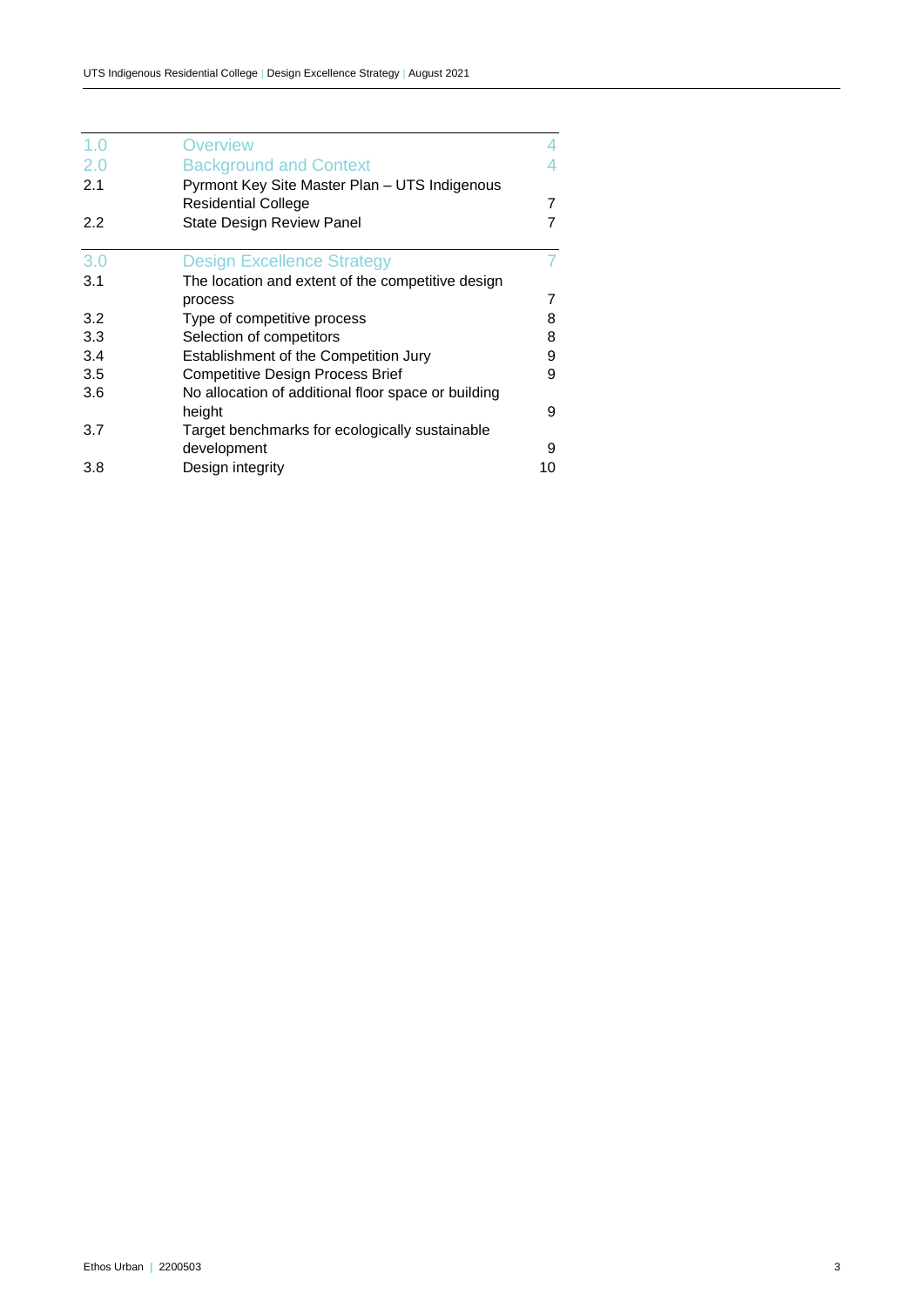| | | |
|---|---|---|
| 1.0 | Overview | 4 |
| 2.0 | Background and Context | 4 |
| 2.1 | Pyrmont Key Site Master Plan – UTS Indigenous Residential College | 7 |
| 2.2 | State Design Review Panel | 7 |
| 3.0 | Design Excellence Strategy | 7 |
| 3.1 | The location and extent of the competitive design process | 7 |
| 3.2 | Type of competitive process | 8 |
| 3.3 | Selection of competitors | 8 |
| 3.4 | Establishment of the Competition Jury | 9 |
| 3.5 | Competitive Design Process Brief | 9 |
| 3.6 | No allocation of additional floor space or building height | 9 |
| 3.7 | Target benchmarks for ecologically sustainable development | 9 |
| 3.8 | Design integrity | 10 |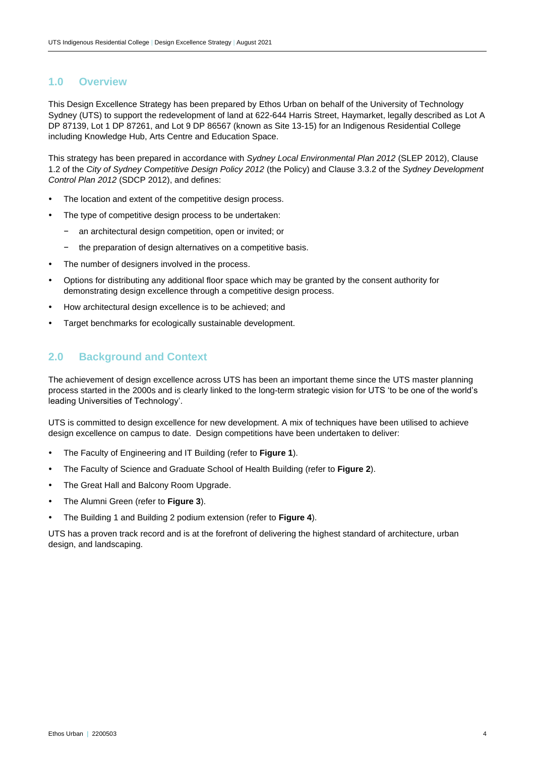## 1.0 Overview

This Design Excellence Strategy has been prepared by Ethos Urban on behalf of the University of Technology Sydney (UTS) to support the redevelopment of land at 622-644 Harris Street, Haymarket, legally described as Lot A DP 87139, Lot 1 DP 87261, and Lot 9 DP 86567 (known as Site 13-15) for an Indigenous Residential College including Knowledge Hub, Arts Centre and Education Space.

This strategy has been prepared in accordance with *Sydney Local Environmental Plan 2012* (SLEP 2012), Clause 1.2 of the *City of Sydney Competitive Design Policy 2012* (the Policy) and Clause 3.3.2 of the *Sydney Development Control Plan 2012* (SDCP 2012), and defines:

- The location and extent of the competitive design process.
- The type of competitive design process to be undertaken:
  - an architectural design competition, open or invited; or
  - the preparation of design alternatives on a competitive basis.
- The number of designers involved in the process.
- Options for distributing any additional floor space which may be granted by the consent authority for demonstrating design excellence through a competitive design process.
- How architectural design excellence is to be achieved; and
- Target benchmarks for ecologically sustainable development.

## 2.0 Background and Context

The achievement of design excellence across UTS has been an important theme since the UTS master planning process started in the 2000s and is clearly linked to the long-term strategic vision for UTS 'to be one of the world's leading Universities of Technology'.

UTS is committed to design excellence for new development. A mix of techniques have been utilised to achieve design excellence on campus to date. Design competitions have been undertaken to deliver:

- The Faculty of Engineering and IT Building (refer to **Figure 1**).
- The Faculty of Science and Graduate School of Health Building (refer to **Figure 2**).
- The Great Hall and Balcony Room Upgrade.
- The Alumni Green (refer to **Figure 3**).
- The Building 1 and Building 2 podium extension (refer to **Figure 4**).

UTS has a proven track record and is at the forefront of delivering the highest standard of architecture, urban design, and landscaping.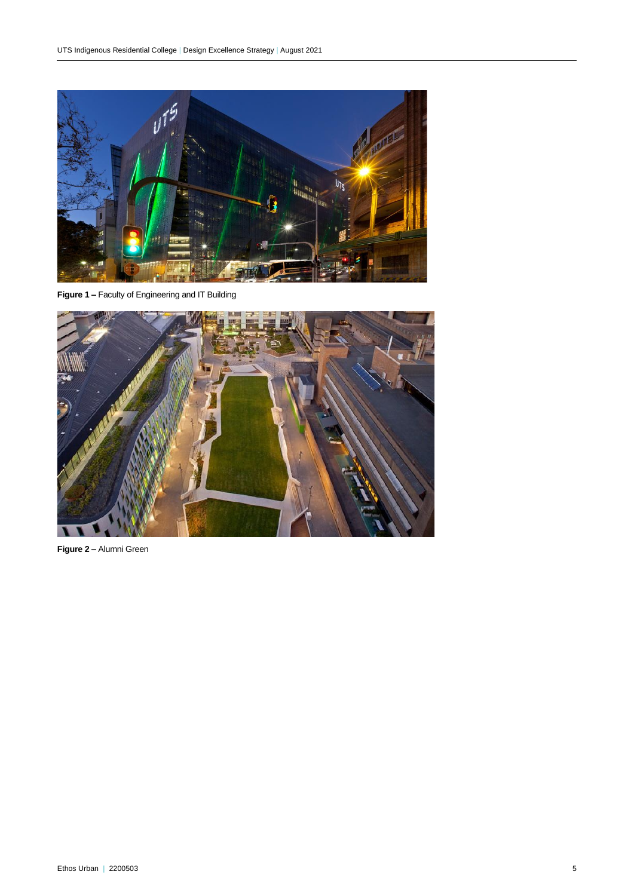**Figure 1 –** Faculty of Engineering and IT Building

**Figure 2 –** Alumni Green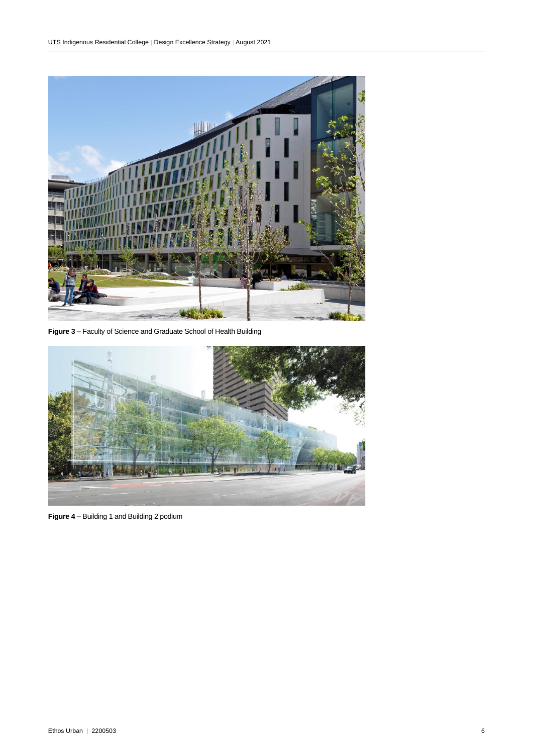**Figure 3 –** Faculty of Science and Graduate School of Health Building

**Figure 4 –** Building 1 and Building 2 podium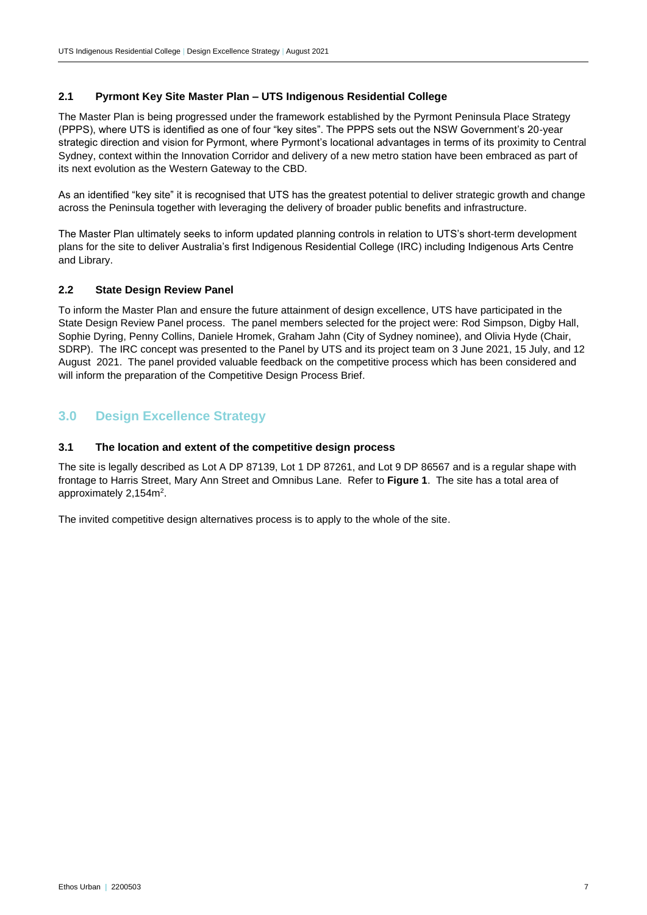### 2.1 Pyrmont Key Site Master Plan – UTS Indigenous Residential College

The Master Plan is being progressed under the framework established by the Pyrmont Peninsula Place Strategy (PPPS), where UTS is identified as one of four "key sites". The PPPS sets out the NSW Government's 20-year strategic direction and vision for Pyrmont, where Pyrmont's locational advantages in terms of its proximity to Central Sydney, context within the Innovation Corridor and delivery of a new metro station have been embraced as part of its next evolution as the Western Gateway to the CBD.

As an identified "key site" it is recognised that UTS has the greatest potential to deliver strategic growth and change across the Peninsula together with leveraging the delivery of broader public benefits and infrastructure.

The Master Plan ultimately seeks to inform updated planning controls in relation to UTS's short-term development plans for the site to deliver Australia's first Indigenous Residential College (IRC) including Indigenous Arts Centre and Library.

### 2.2 State Design Review Panel

To inform the Master Plan and ensure the future attainment of design excellence, UTS have participated in the State Design Review Panel process. The panel members selected for the project were: Rod Simpson, Digby Hall, Sophie Dyring, Penny Collins, Daniele Hromek, Graham Jahn (City of Sydney nominee), and Olivia Hyde (Chair, SDRP). The IRC concept was presented to the Panel by UTS and its project team on 3 June 2021, 15 July, and 12 August 2021. The panel provided valuable feedback on the competitive process which has been considered and will inform the preparation of the Competitive Design Process Brief.

## 3.0 Design Excellence Strategy

### 3.1 The location and extent of the competitive design process

The site is legally described as Lot A DP 87139, Lot 1 DP 87261, and Lot 9 DP 86567 and is a regular shape with frontage to Harris Street, Mary Ann Street and Omnibus Lane. Refer to **Figure 1**. The site has a total area of approximately 2,154m$^2$.

The invited competitive design alternatives process is to apply to the whole of the site.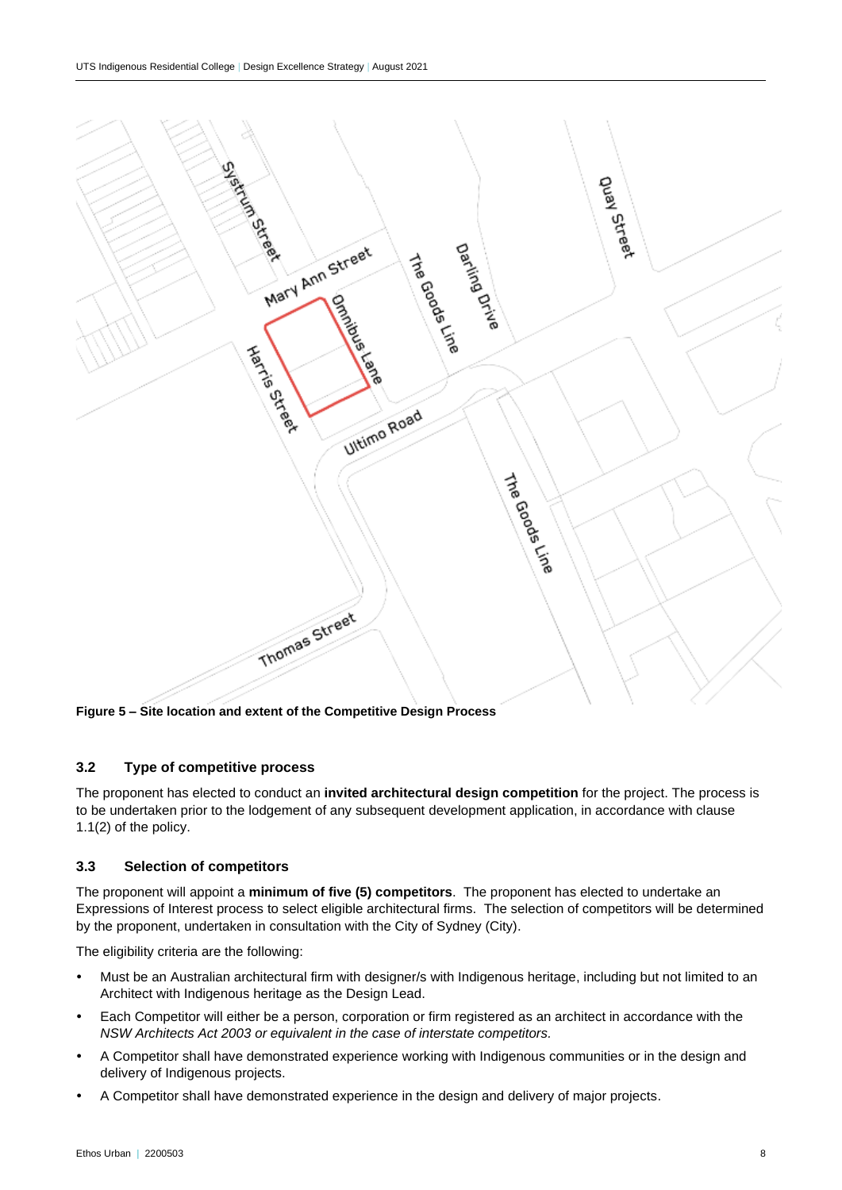Figure 5 – Site location and extent of the Competitive Design Process

### 3.2 Type of competitive process

The proponent has elected to conduct an **invited architectural design competition** for the project. The process is to be undertaken prior to the lodgement of any subsequent development application, in accordance with clause 1.1(2) of the policy.

### 3.3 Selection of competitors

The proponent will appoint a **minimum of five (5) competitors**. The proponent has elected to undertake an Expressions of Interest process to select eligible architectural firms. The selection of competitors will be determined by the proponent, undertaken in consultation with the City of Sydney (City).

The eligibility criteria are the following:

- Must be an Australian architectural firm with designer/s with Indigenous heritage, including but not limited to an Architect with Indigenous heritage as the Design Lead.
- Each Competitor will either be a person, corporation or firm registered as an architect in accordance with the *NSW Architects Act 2003 or equivalent in the case of interstate competitors.*
- A Competitor shall have demonstrated experience working with Indigenous communities or in the design and delivery of Indigenous projects.
- A Competitor shall have demonstrated experience in the design and delivery of major projects.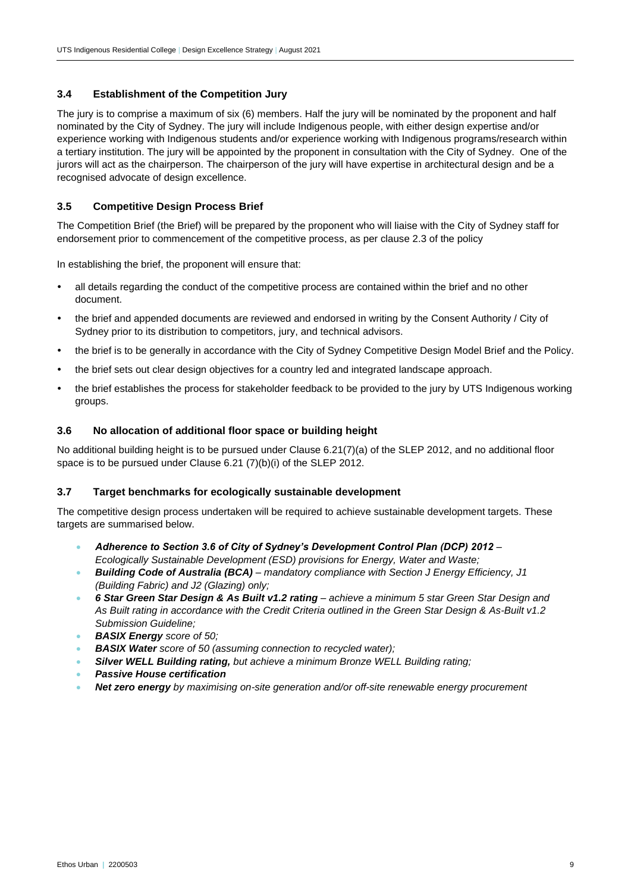### 3.4 Establishment of the Competition Jury

The jury is to comprise a maximum of six (6) members. Half the jury will be nominated by the proponent and half nominated by the City of Sydney. The jury will include Indigenous people, with either design expertise and/or experience working with Indigenous students and/or experience working with Indigenous programs/research within a tertiary institution. The jury will be appointed by the proponent in consultation with the City of Sydney. One of the jurors will act as the chairperson. The chairperson of the jury will have expertise in architectural design and be a recognised advocate of design excellence.

### 3.5 Competitive Design Process Brief

The Competition Brief (the Brief) will be prepared by the proponent who will liaise with the City of Sydney staff for endorsement prior to commencement of the competitive process, as per clause 2.3 of the policy

In establishing the brief, the proponent will ensure that:

- all details regarding the conduct of the competitive process are contained within the brief and no other document.
- the brief and appended documents are reviewed and endorsed in writing by the Consent Authority / City of Sydney prior to its distribution to competitors, jury, and technical advisors.
- the brief is to be generally in accordance with the City of Sydney Competitive Design Model Brief and the Policy.
- the brief sets out clear design objectives for a country led and integrated landscape approach.
- the brief establishes the process for stakeholder feedback to be provided to the jury by UTS Indigenous working groups.

### 3.6 No allocation of additional floor space or building height

No additional building height is to be pursued under Clause 6.21(7)(a) of the SLEP 2012, and no additional floor space is to be pursued under Clause 6.21 (7)(b)(i) of the SLEP 2012.

### 3.7 Target benchmarks for ecologically sustainable development

The competitive design process undertaken will be required to achieve sustainable development targets. These targets are summarised below.

- ***Adherence to Section 3.6 of City of Sydney's Development Control Plan (DCP) 2012** – Ecologically Sustainable Development (ESD) provisions for Energy, Water and Waste;*
- ***Building Code of Australia (BCA)** – mandatory compliance with Section J Energy Efficiency, J1 (Building Fabric) and J2 (Glazing) only;*
- ***6 Star Green Star Design & As Built v1.2 rating** – achieve a minimum 5 star Green Star Design and As Built rating in accordance with the Credit Criteria outlined in the Green Star Design & As-Built v1.2 Submission Guideline;*
- ***BASIX Energy** score of 50;*
- ***BASIX Water** score of 50 (assuming connection to recycled water);*
- ***Silver WELL Building rating,** but achieve a minimum Bronze WELL Building rating;*
- ***Passive House certification***
- ***Net zero energy** by maximising on-site generation and/or off-site renewable energy procurement*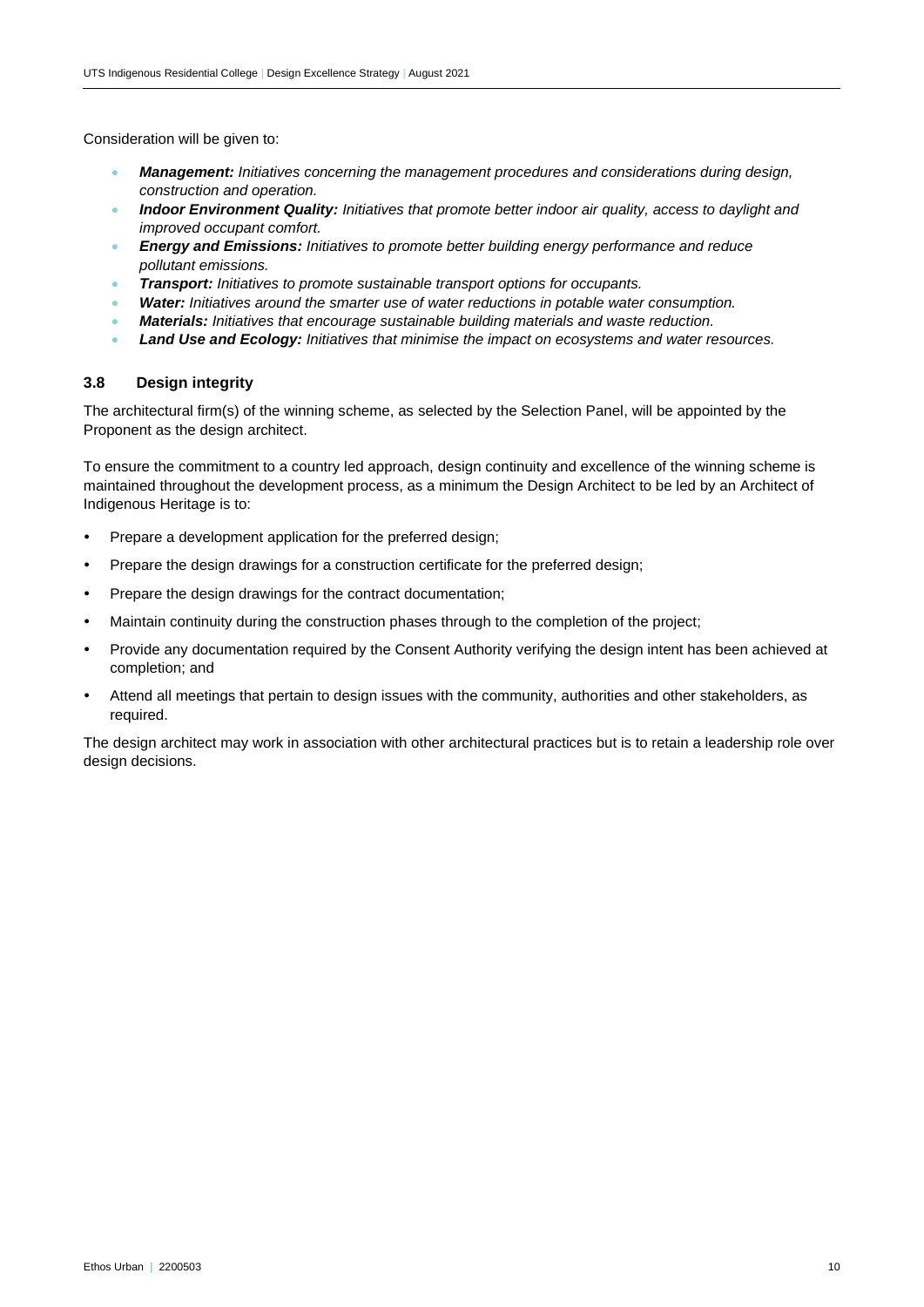Consideration will be given to:

- ***Management:*** *Initiatives concerning the management procedures and considerations during design, construction and operation.*
- ***Indoor Environment Quality:*** *Initiatives that promote better indoor air quality, access to daylight and improved occupant comfort.*
- ***Energy and Emissions:*** *Initiatives to promote better building energy performance and reduce pollutant emissions.*
- ***Transport:*** *Initiatives to promote sustainable transport options for occupants.*
- ***Water:*** *Initiatives around the smarter use of water reductions in potable water consumption.*
- ***Materials:*** *Initiatives that encourage sustainable building materials and waste reduction.*
- ***Land Use and Ecology:*** *Initiatives that minimise the impact on ecosystems and water resources.*

### 3.8 Design integrity

The architectural firm(s) of the winning scheme, as selected by the Selection Panel, will be appointed by the Proponent as the design architect.

To ensure the commitment to a country led approach, design continuity and excellence of the winning scheme is maintained throughout the development process, as a minimum the Design Architect to be led by an Architect of Indigenous Heritage is to:

- Prepare a development application for the preferred design;
- Prepare the design drawings for a construction certificate for the preferred design;
- Prepare the design drawings for the contract documentation;
- Maintain continuity during the construction phases through to the completion of the project;
- Provide any documentation required by the Consent Authority verifying the design intent has been achieved at completion; and
- Attend all meetings that pertain to design issues with the community, authorities and other stakeholders, as required.

The design architect may work in association with other architectural practices but is to retain a leadership role over design decisions.